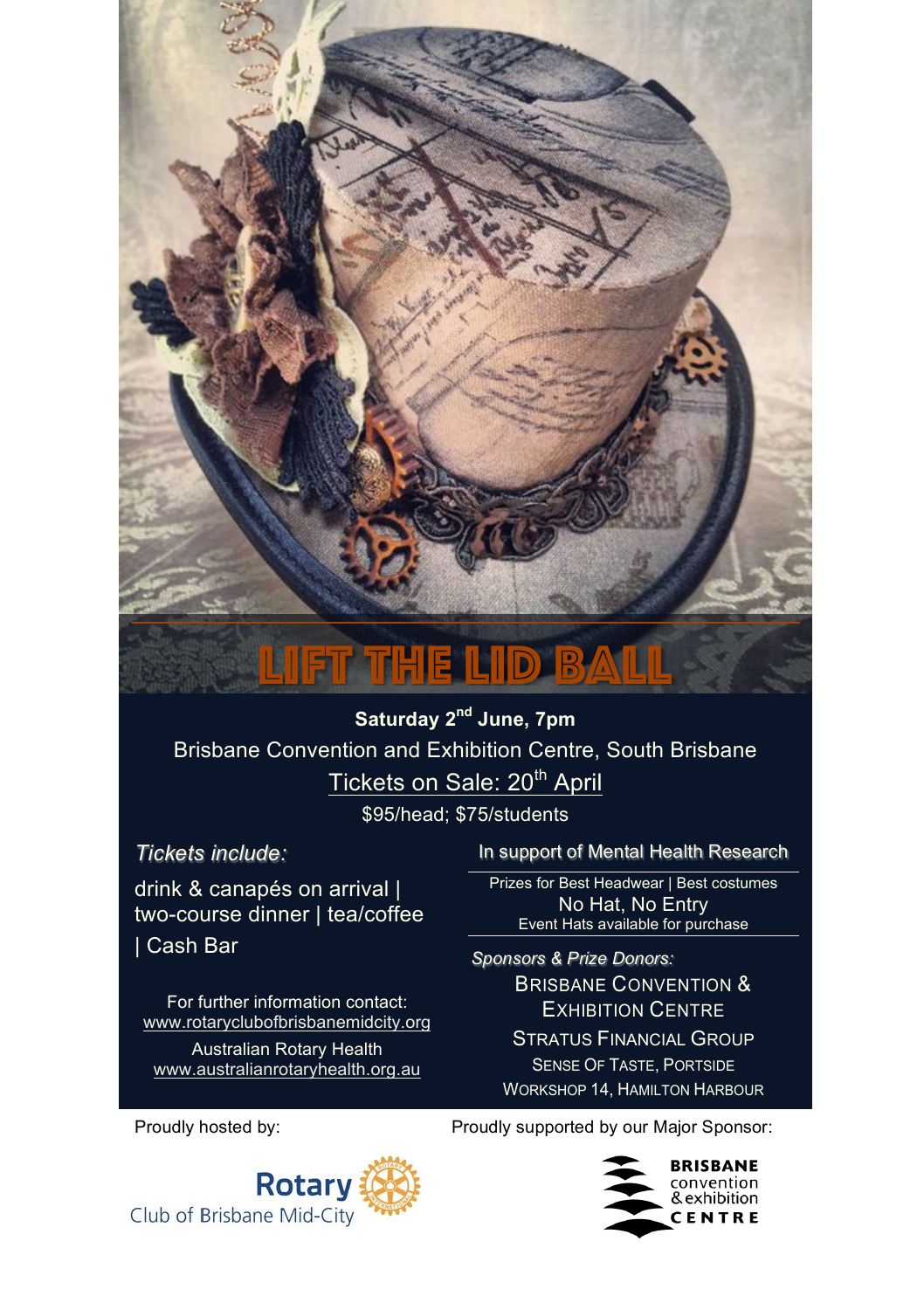# LIFT THE LID BALL

**Saturday 2nd June, 7pm**

Brisbane Convention and Exhibition Centre, South Brisbane

Tickets on Sale: 20th April

$95/head; $75/students

*Tickets include:*

drink & canapés on arrival | two-course dinner | tea/coffee | Cash Bar

For further information contact:
www.rotaryclubofbrisbanemidcity.org

Australian Rotary Health
www.australianrotaryhealth.org.au

In support of Mental Health Research

Prizes for Best Headwear | Best costumes

No Hat, No Entry

Event Hats available for purchase

*Sponsors & Prize Donors:*

BRISBANE CONVENTION & EXHIBITION CENTRE

STRATUS FINANCIAL GROUP

SENSE OF TASTE, PORTSIDE

WORKSHOP 14, HAMILTON HARBOUR

Proudly hosted by:

Rotary Club of Brisbane Mid-City

Proudly supported by our Major Sponsor:

BRISBANE convention & exhibition CENTRE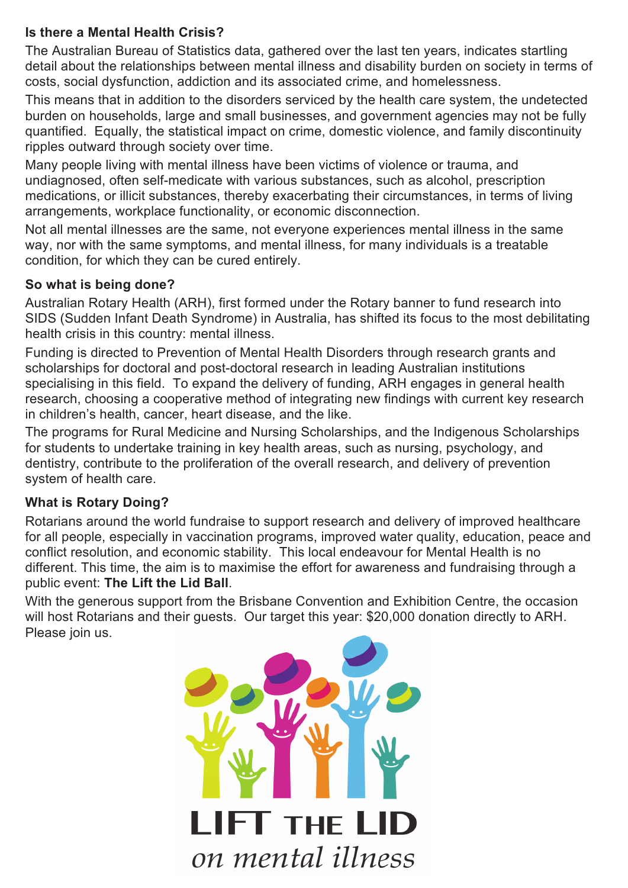**Is there a Mental Health Crisis?**

The Australian Bureau of Statistics data, gathered over the last ten years, indicates startling detail about the relationships between mental illness and disability burden on society in terms of costs, social dysfunction, addiction and its associated crime, and homelessness.

This means that in addition to the disorders serviced by the health care system, the undetected burden on households, large and small businesses, and government agencies may not be fully quantified. Equally, the statistical impact on crime, domestic violence, and family discontinuity ripples outward through society over time.

Many people living with mental illness have been victims of violence or trauma, and undiagnosed, often self-medicate with various substances, such as alcohol, prescription medications, or illicit substances, thereby exacerbating their circumstances, in terms of living arrangements, workplace functionality, or economic disconnection.

Not all mental illnesses are the same, not everyone experiences mental illness in the same way, nor with the same symptoms, and mental illness, for many individuals is a treatable condition, for which they can be cured entirely.

**So what is being done?**

Australian Rotary Health (ARH), first formed under the Rotary banner to fund research into SIDS (Sudden Infant Death Syndrome) in Australia, has shifted its focus to the most debilitating health crisis in this country: mental illness.

Funding is directed to Prevention of Mental Health Disorders through research grants and scholarships for doctoral and post-doctoral research in leading Australian institutions specialising in this field. To expand the delivery of funding, ARH engages in general health research, choosing a cooperative method of integrating new findings with current key research in children's health, cancer, heart disease, and the like.

The programs for Rural Medicine and Nursing Scholarships, and the Indigenous Scholarships for students to undertake training in key health areas, such as nursing, psychology, and dentistry, contribute to the proliferation of the overall research, and delivery of prevention system of health care.

**What is Rotary Doing?**

Rotarians around the world fundraise to support research and delivery of improved healthcare for all people, especially in vaccination programs, improved water quality, education, peace and conflict resolution, and economic stability. This local endeavour for Mental Health is no different. This time, the aim is to maximise the effort for awareness and fundraising through a public event: **The Lift the Lid Ball**.

With the generous support from the Brisbane Convention and Exhibition Centre, the occasion will host Rotarians and their guests. Our target this year: $20,000 donation directly to ARH. Please join us.

LIFT THE LID

*on mental illness*